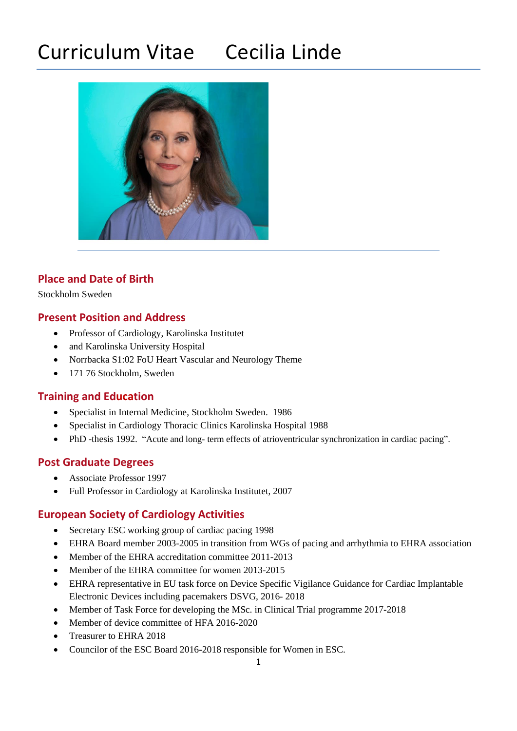# Curriculum Vitae Cecilia Linde

## Place and Date of Birth

Stockholm Sweden

## Present Position and Address

- Professor of Cardiology, Karolinska Institutet
- and Karolinska University Hospital
- Norrbacka S1:02 FoU Heart Vascular and Neurology Theme
- 171 76 Stockholm, Sweden

## Training and Education

- Specialist in Internal Medicine, Stockholm Sweden. 1986
- Specialist in Cardiology Thoracic Clinics Karolinska Hospital 1988
- PhD -thesis 1992. "Acute and long- term effects of atrioventricular synchronization in cardiac pacing".

## Post Graduate Degrees

- Associate Professor 1997
- Full Professor in Cardiology at Karolinska Institutet, 2007

## European Society of Cardiology Activities

- Secretary ESC working group of cardiac pacing 1998
- EHRA Board member 2003-2005 in transition from WGs of pacing and arrhythmia to EHRA association
- Member of the EHRA accreditation committee 2011-2013
- Member of the EHRA committee for women 2013-2015
- EHRA representative in EU task force on Device Specific Vigilance Guidance for Cardiac Implantable Electronic Devices including pacemakers DSVG, 2016- 2018
- Member of Task Force for developing the MSc. in Clinical Trial programme 2017-2018
- Member of device committee of HFA 2016-2020
- Treasurer to EHRA 2018
- Councilor of the ESC Board 2016-2018 responsible for Women in ESC.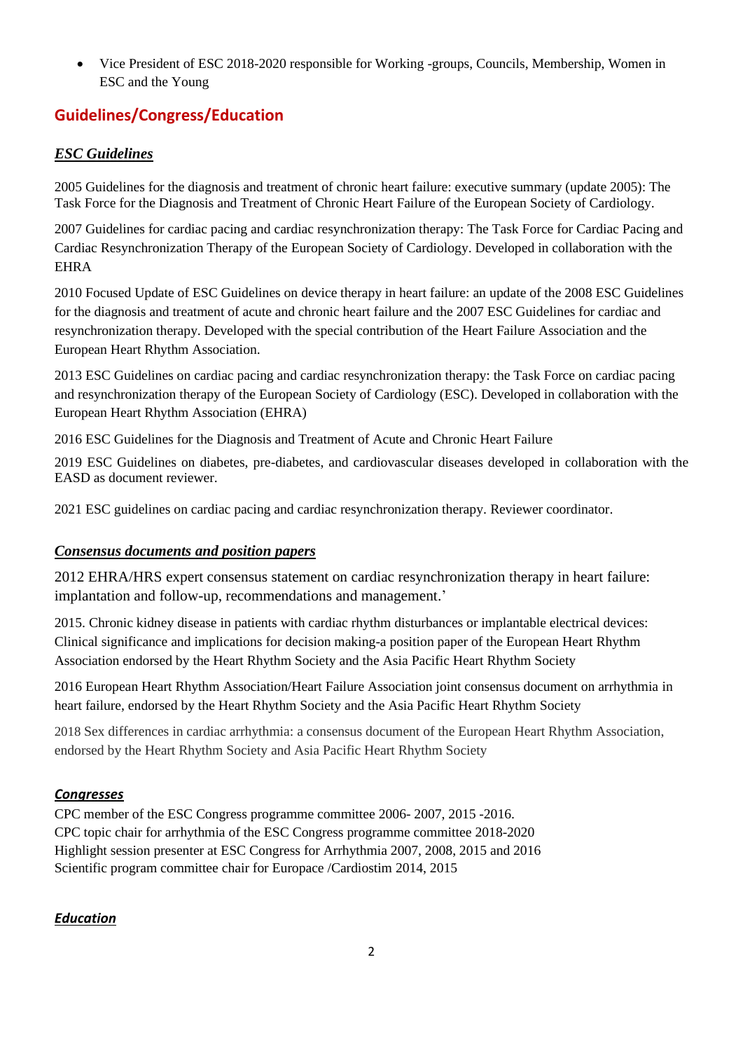- Vice President of ESC 2018-2020 responsible for Working -groups, Councils, Membership, Women in ESC and the Young

## Guidelines/Congress/Education

### ***ESC Guidelines***

2005 Guidelines for the diagnosis and treatment of chronic heart failure: executive summary (update 2005): The Task Force for the Diagnosis and Treatment of Chronic Heart Failure of the European Society of Cardiology.

2007 Guidelines for cardiac pacing and cardiac resynchronization therapy: The Task Force for Cardiac Pacing and Cardiac Resynchronization Therapy of the European Society of Cardiology. Developed in collaboration with the EHRA

2010 Focused Update of ESC Guidelines on device therapy in heart failure: an update of the 2008 ESC Guidelines for the diagnosis and treatment of acute and chronic heart failure and the 2007 ESC Guidelines for cardiac and resynchronization therapy. Developed with the special contribution of the Heart Failure Association and the European Heart Rhythm Association.

2013 ESC Guidelines on cardiac pacing and cardiac resynchronization therapy: the Task Force on cardiac pacing and resynchronization therapy of the European Society of Cardiology (ESC). Developed in collaboration with the European Heart Rhythm Association (EHRA)

2016 ESC Guidelines for the Diagnosis and Treatment of Acute and Chronic Heart Failure

2019 ESC Guidelines on diabetes, pre-diabetes, and cardiovascular diseases developed in collaboration with the EASD as document reviewer.

2021 ESC guidelines on cardiac pacing and cardiac resynchronization therapy. Reviewer coordinator.

### ***Consensus documents and position papers***

2012 EHRA/HRS expert consensus statement on cardiac resynchronization therapy in heart failure: implantation and follow-up, recommendations and management.'

2015. Chronic kidney disease in patients with cardiac rhythm disturbances or implantable electrical devices: Clinical significance and implications for decision making-a position paper of the European Heart Rhythm Association endorsed by the Heart Rhythm Society and the Asia Pacific Heart Rhythm Society

2016 European Heart Rhythm Association/Heart Failure Association joint consensus document on arrhythmia in heart failure, endorsed by the Heart Rhythm Society and the Asia Pacific Heart Rhythm Society

2018 Sex differences in cardiac arrhythmia: a consensus document of the European Heart Rhythm Association, endorsed by the Heart Rhythm Society and Asia Pacific Heart Rhythm Society

### ***Congresses***

CPC member of the ESC Congress programme committee 2006- 2007, 2015 -2016.
CPC topic chair for arrhythmia of the ESC Congress programme committee 2018-2020
Highlight session presenter at ESC Congress for Arrhythmia 2007, 2008, 2015 and 2016
Scientific program committee chair for Europace /Cardiostim 2014, 2015

### ***Education***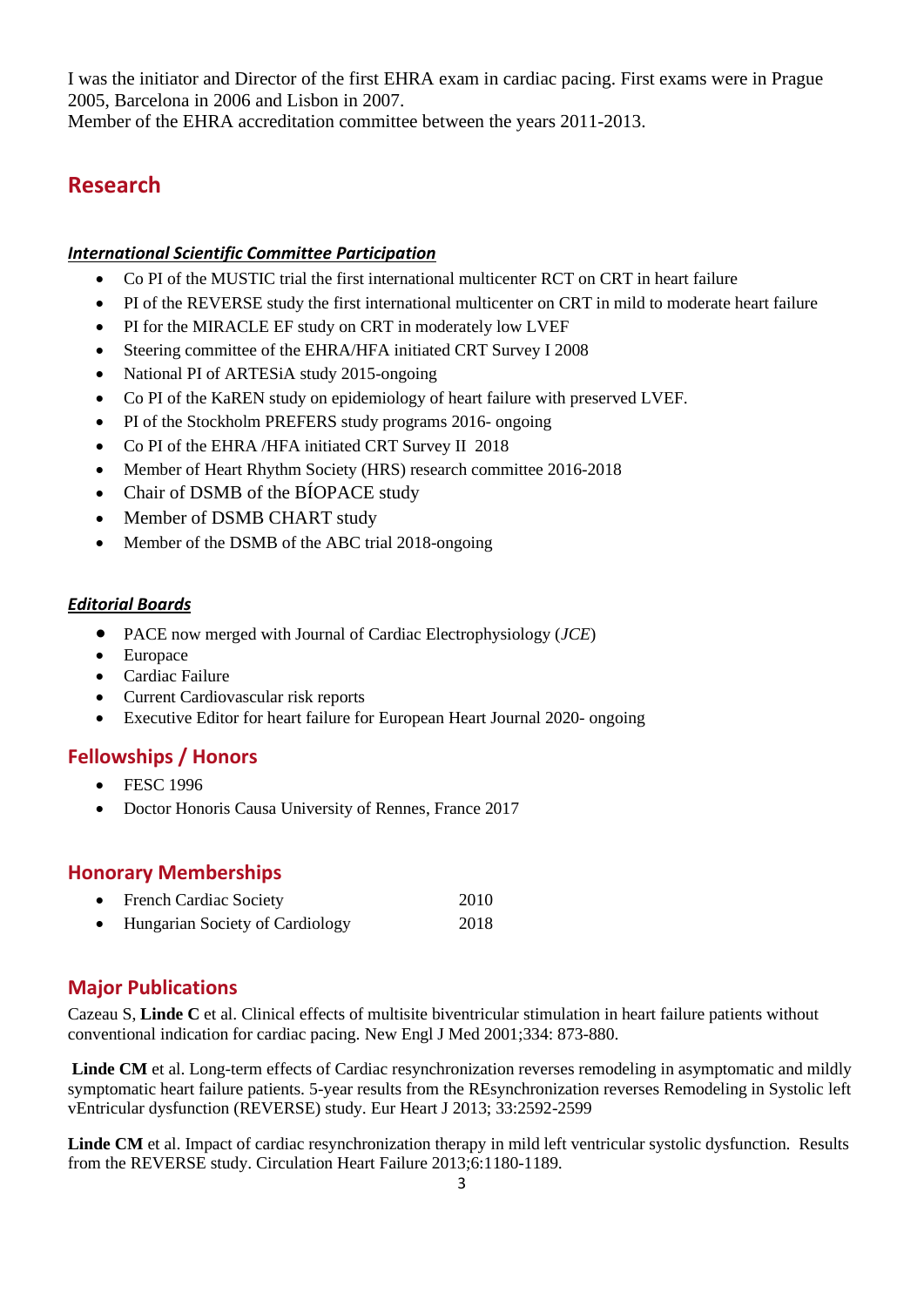I was the initiator and Director of the first EHRA exam in cardiac pacing. First exams were in Prague 2005, Barcelona in 2006 and Lisbon in 2007.
Member of the EHRA accreditation committee between the years 2011-2013.

## Research

***International Scientific Committee Participation***

- Co PI of the MUSTIC trial the first international multicenter RCT on CRT in heart failure
- PI of the REVERSE study the first international multicenter on CRT in mild to moderate heart failure
- PI for the MIRACLE EF study on CRT in moderately low LVEF
- Steering committee of the EHRA/HFA initiated CRT Survey I 2008
- National PI of ARTESiA study 2015-ongoing
- Co PI of the KaREN study on epidemiology of heart failure with preserved LVEF.
- PI of the Stockholm PREFERS study programs 2016- ongoing
- Co PI of the EHRA /HFA initiated CRT Survey II 2018
- Member of Heart Rhythm Society (HRS) research committee 2016-2018
- Chair of DSMB of the BÍOPACE study
- Member of DSMB CHART study
- Member of the DSMB of the ABC trial 2018-ongoing

***Editorial Boards***

- PACE now merged with Journal of Cardiac Electrophysiology (*JCE*)
- Europace
- Cardiac Failure
- Current Cardiovascular risk reports
- Executive Editor for heart failure for European Heart Journal 2020- ongoing

## Fellowships / Honors

- FESC 1996
- Doctor Honoris Causa University of Rennes, France 2017

## Honorary Memberships

- French Cardiac Society 2010
- Hungarian Society of Cardiology 2018

## Major Publications

Cazeau S, **Linde C** et al. Clinical effects of multisite biventricular stimulation in heart failure patients without conventional indication for cardiac pacing. New Engl J Med 2001;334: 873-880.

**Linde CM** et al. Long-term effects of Cardiac resynchronization reverses remodeling in asymptomatic and mildly symptomatic heart failure patients. 5-year results from the REsynchronization reverses Remodeling in Systolic left vEntricular dysfunction (REVERSE) study. Eur Heart J 2013; 33:2592-2599

**Linde CM** et al. Impact of cardiac resynchronization therapy in mild left ventricular systolic dysfunction. Results from the REVERSE study. Circulation Heart Failure 2013;6:1180-1189.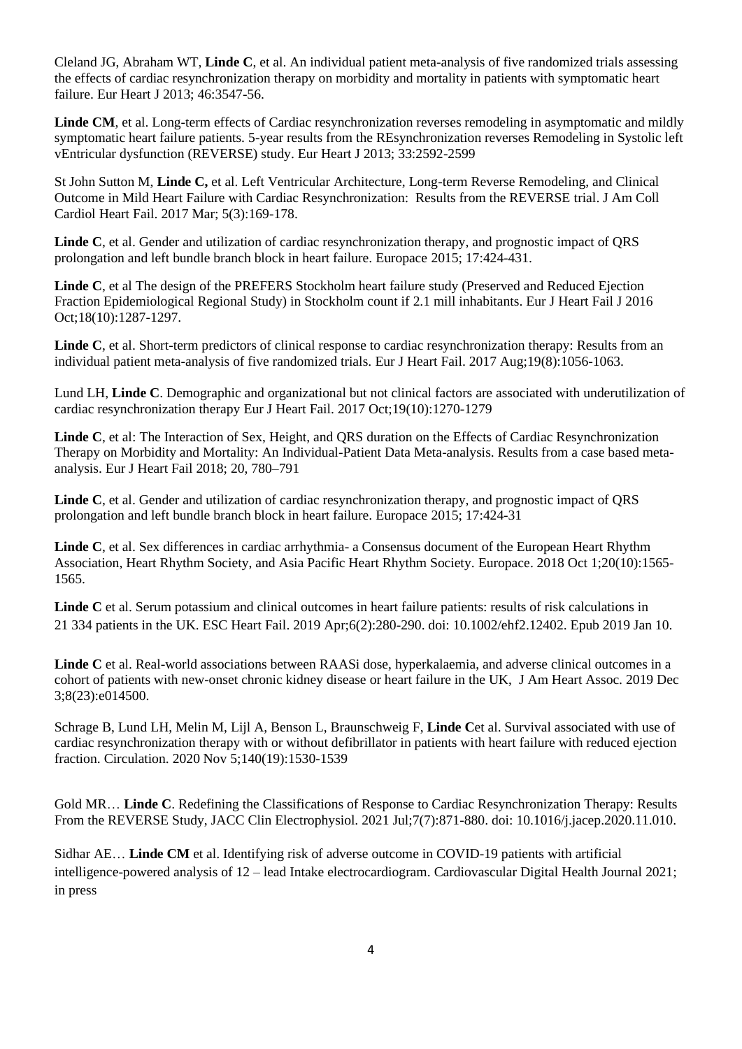Cleland JG, Abraham WT, **Linde C**, et al. An individual patient meta-analysis of five randomized trials assessing the effects of cardiac resynchronization therapy on morbidity and mortality in patients with symptomatic heart failure. Eur Heart J 2013; 46:3547-56.

**Linde CM**, et al. Long-term effects of Cardiac resynchronization reverses remodeling in asymptomatic and mildly symptomatic heart failure patients. 5-year results from the REsynchronization reverses Remodeling in Systolic left vEntricular dysfunction (REVERSE) study. Eur Heart J 2013; 33:2592-2599

St John Sutton M, **Linde C,** et al. Left Ventricular Architecture, Long-term Reverse Remodeling, and Clinical Outcome in Mild Heart Failure with Cardiac Resynchronization: Results from the REVERSE trial. J Am Coll Cardiol Heart Fail. 2017 Mar; 5(3):169-178.

**Linde C**, et al. Gender and utilization of cardiac resynchronization therapy, and prognostic impact of QRS prolongation and left bundle branch block in heart failure. Europace 2015; 17:424-431.

**Linde C**, et al The design of the PREFERS Stockholm heart failure study (Preserved and Reduced Ejection Fraction Epidemiological Regional Study) in Stockholm count if 2.1 mill inhabitants. Eur J Heart Fail J 2016 Oct;18(10):1287-1297.

**Linde C**, et al. Short-term predictors of clinical response to cardiac resynchronization therapy: Results from an individual patient meta-analysis of five randomized trials. Eur J Heart Fail. 2017 Aug;19(8):1056-1063.

Lund LH, **Linde C**. Demographic and organizational but not clinical factors are associated with underutilization of cardiac resynchronization therapy Eur J Heart Fail. 2017 Oct;19(10):1270-1279

**Linde C**, et al: The Interaction of Sex, Height, and QRS duration on the Effects of Cardiac Resynchronization Therapy on Morbidity and Mortality: An Individual-Patient Data Meta-analysis. Results from a case based meta-analysis. Eur J Heart Fail 2018; 20, 780–791

**Linde C**, et al. Gender and utilization of cardiac resynchronization therapy, and prognostic impact of QRS prolongation and left bundle branch block in heart failure. Europace 2015; 17:424-31

**Linde C**, et al. Sex differences in cardiac arrhythmia- a Consensus document of the European Heart Rhythm Association, Heart Rhythm Society, and Asia Pacific Heart Rhythm Society. Europace. 2018 Oct 1;20(10):1565-1565.

**Linde C** et al. Serum potassium and clinical outcomes in heart failure patients: results of risk calculations in 21 334 patients in the UK. ESC Heart Fail. 2019 Apr;6(2):280-290. doi: 10.1002/ehf2.12402. Epub 2019 Jan 10.

**Linde C** et al. Real-world associations between RAASi dose, hyperkalaemia, and adverse clinical outcomes in a cohort of patients with new-onset chronic kidney disease or heart failure in the UK, J Am Heart Assoc. 2019 Dec 3;8(23):e014500.

Schrage B, Lund LH, Melin M, Lijl A, Benson L, Braunschweig F, **Linde C**et al. Survival associated with use of cardiac resynchronization therapy with or without defibrillator in patients with heart failure with reduced ejection fraction. Circulation. 2020 Nov 5;140(19):1530-1539

Gold MR… **Linde C**. Redefining the Classifications of Response to Cardiac Resynchronization Therapy: Results From the REVERSE Study, JACC Clin Electrophysiol. 2021 Jul;7(7):871-880. doi: 10.1016/j.jacep.2020.11.010.

Sidhar AE… **Linde CM** et al. Identifying risk of adverse outcome in COVID-19 patients with artificial intelligence-powered analysis of 12 – lead Intake electrocardiogram. Cardiovascular Digital Health Journal 2021; in press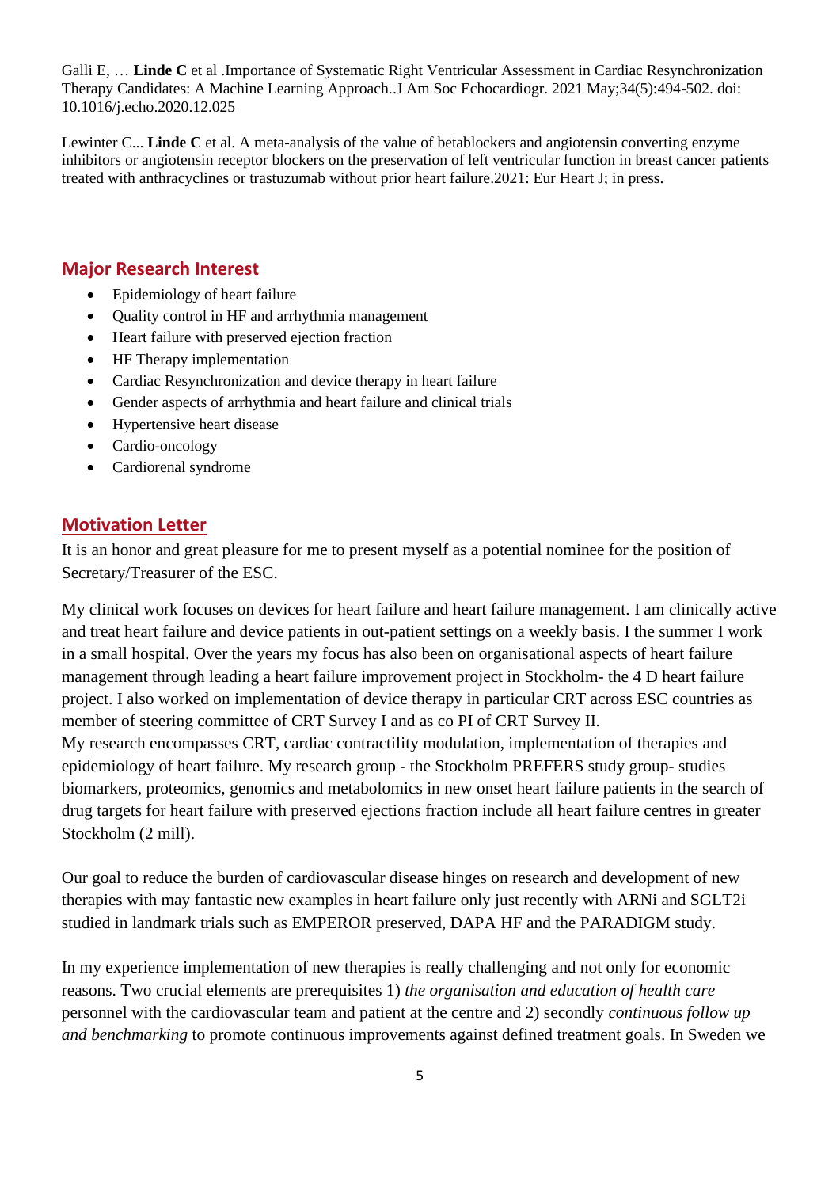Galli E, … **Linde C** et al .Importance of Systematic Right Ventricular Assessment in Cardiac Resynchronization Therapy Candidates: A Machine Learning Approach..J Am Soc Echocardiogr. 2021 May;34(5):494-502. doi: 10.1016/j.echo.2020.12.025

Lewinter C... **Linde C** et al. A meta-analysis of the value of betablockers and angiotensin converting enzyme inhibitors or angiotensin receptor blockers on the preservation of left ventricular function in breast cancer patients treated with anthracyclines or trastuzumab without prior heart failure.2021: Eur Heart J; in press.

## Major Research Interest

- Epidemiology of heart failure
- Quality control in HF and arrhythmia management
- Heart failure with preserved ejection fraction
- HF Therapy implementation
- Cardiac Resynchronization and device therapy in heart failure
- Gender aspects of arrhythmia and heart failure and clinical trials
- Hypertensive heart disease
- Cardio-oncology
- Cardiorenal syndrome

## Motivation Letter

It is an honor and great pleasure for me to present myself as a potential nominee for the position of Secretary/Treasurer of the ESC.

My clinical work focuses on devices for heart failure and heart failure management. I am clinically active and treat heart failure and device patients in out-patient settings on a weekly basis. I the summer I work in a small hospital. Over the years my focus has also been on organisational aspects of heart failure management through leading a heart failure improvement project in Stockholm- the 4 D heart failure project. I also worked on implementation of device therapy in particular CRT across ESC countries as member of steering committee of CRT Survey I and as co PI of CRT Survey II.
My research encompasses CRT, cardiac contractility modulation, implementation of therapies and epidemiology of heart failure. My research group - the Stockholm PREFERS study group- studies biomarkers, proteomics, genomics and metabolomics in new onset heart failure patients in the search of drug targets for heart failure with preserved ejections fraction include all heart failure centres in greater Stockholm (2 mill).

Our goal to reduce the burden of cardiovascular disease hinges on research and development of new therapies with may fantastic new examples in heart failure only just recently with ARNi and SGLT2i studied in landmark trials such as EMPEROR preserved, DAPA HF and the PARADIGM study.

In my experience implementation of new therapies is really challenging and not only for economic reasons. Two crucial elements are prerequisites 1) *the organisation and education of health care* personnel with the cardiovascular team and patient at the centre and 2) secondly *continuous follow up and benchmarking* to promote continuous improvements against defined treatment goals. In Sweden we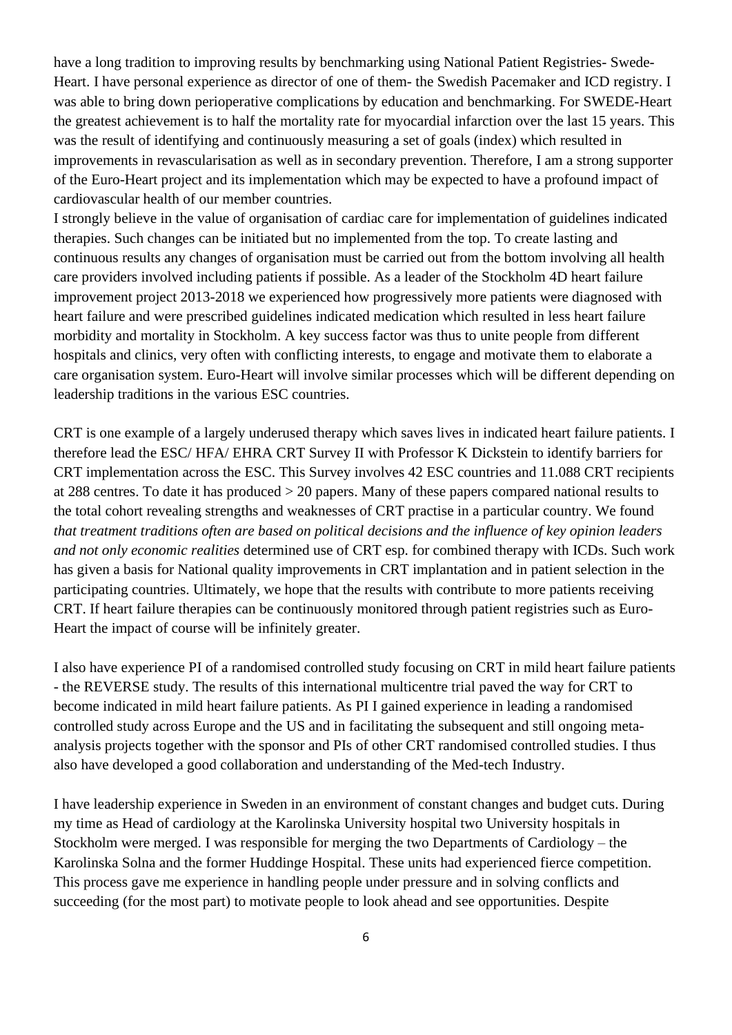have a long tradition to improving results by benchmarking using National Patient Registries- Swede-Heart. I have personal experience as director of one of them- the Swedish Pacemaker and ICD registry. I was able to bring down perioperative complications by education and benchmarking. For SWEDE-Heart the greatest achievement is to half the mortality rate for myocardial infarction over the last 15 years. This was the result of identifying and continuously measuring a set of goals (index) which resulted in improvements in revascularisation as well as in secondary prevention. Therefore, I am a strong supporter of the Euro-Heart project and its implementation which may be expected to have a profound impact of cardiovascular health of our member countries.
I strongly believe in the value of organisation of cardiac care for implementation of guidelines indicated therapies. Such changes can be initiated but no implemented from the top. To create lasting and continuous results any changes of organisation must be carried out from the bottom involving all health care providers involved including patients if possible. As a leader of the Stockholm 4D heart failure improvement project 2013-2018 we experienced how progressively more patients were diagnosed with heart failure and were prescribed guidelines indicated medication which resulted in less heart failure morbidity and mortality in Stockholm. A key success factor was thus to unite people from different hospitals and clinics, very often with conflicting interests, to engage and motivate them to elaborate a care organisation system. Euro-Heart will involve similar processes which will be different depending on leadership traditions in the various ESC countries.

CRT is one example of a largely underused therapy which saves lives in indicated heart failure patients. I therefore lead the ESC/ HFA/ EHRA CRT Survey II with Professor K Dickstein to identify barriers for CRT implementation across the ESC. This Survey involves 42 ESC countries and 11.088 CRT recipients at 288 centres. To date it has produced > 20 papers. Many of these papers compared national results to the total cohort revealing strengths and weaknesses of CRT practise in a particular country. We found *that treatment traditions often are based on political decisions and the influence of key opinion leaders and not only economic realities* determined use of CRT esp. for combined therapy with ICDs. Such work has given a basis for National quality improvements in CRT implantation and in patient selection in the participating countries. Ultimately, we hope that the results with contribute to more patients receiving CRT. If heart failure therapies can be continuously monitored through patient registries such as Euro-Heart the impact of course will be infinitely greater.

I also have experience PI of a randomised controlled study focusing on CRT in mild heart failure patients - the REVERSE study. The results of this international multicentre trial paved the way for CRT to become indicated in mild heart failure patients. As PI I gained experience in leading a randomised controlled study across Europe and the US and in facilitating the subsequent and still ongoing meta-analysis projects together with the sponsor and PIs of other CRT randomised controlled studies. I thus also have developed a good collaboration and understanding of the Med-tech Industry.

I have leadership experience in Sweden in an environment of constant changes and budget cuts. During my time as Head of cardiology at the Karolinska University hospital two University hospitals in Stockholm were merged. I was responsible for merging the two Departments of Cardiology – the Karolinska Solna and the former Huddinge Hospital. These units had experienced fierce competition. This process gave me experience in handling people under pressure and in solving conflicts and succeeding (for the most part) to motivate people to look ahead and see opportunities. Despite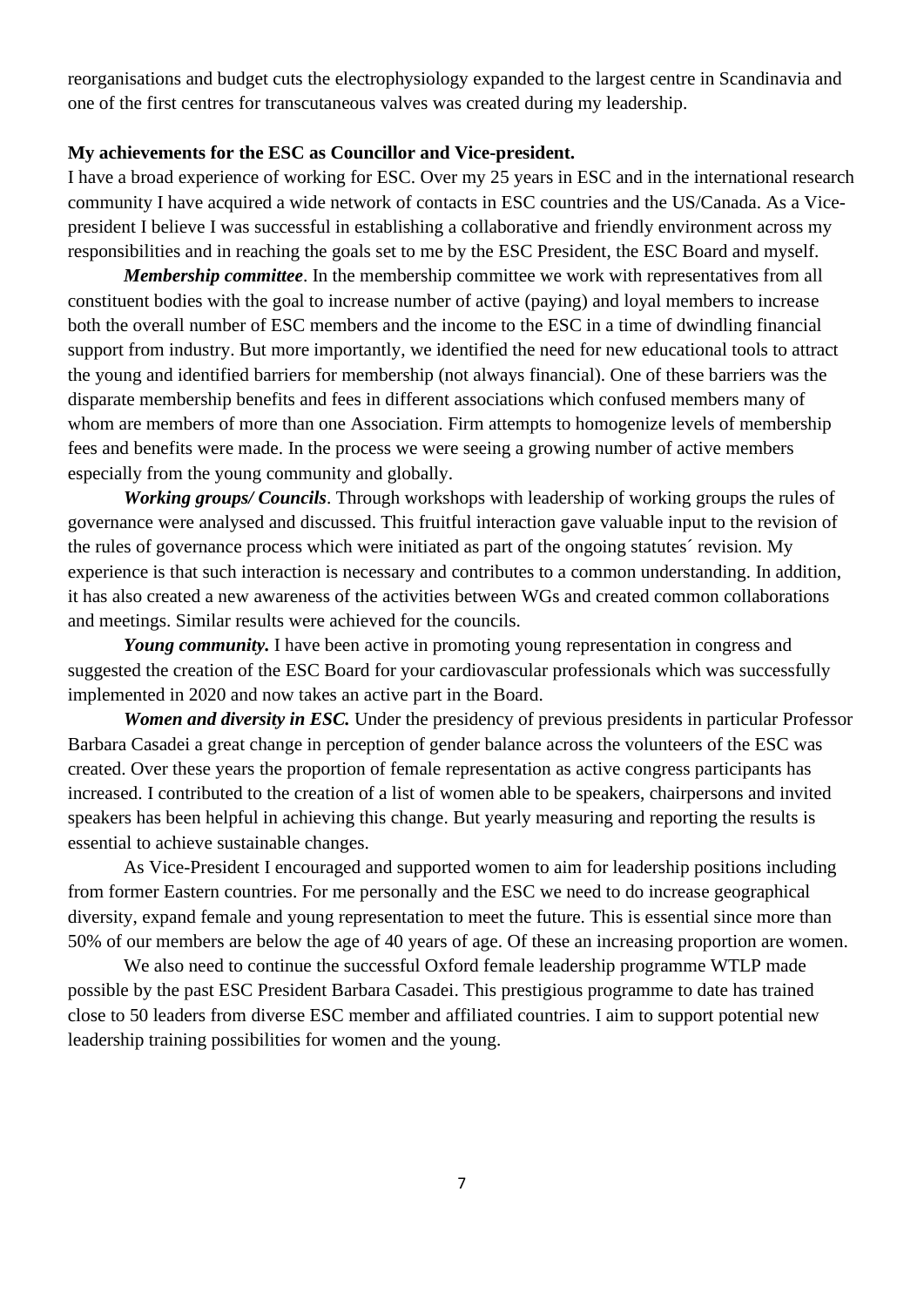reorganisations and budget cuts the electrophysiology expanded to the largest centre in Scandinavia and one of the first centres for transcutaneous valves was created during my leadership.

**My achievements for the ESC as Councillor and Vice-president.**

I have a broad experience of working for ESC. Over my 25 years in ESC and in the international research community I have acquired a wide network of contacts in ESC countries and the US/Canada. As a Vice-president I believe I was successful in establishing a collaborative and friendly environment across my responsibilities and in reaching the goals set to me by the ESC President, the ESC Board and myself.

***Membership committee***. In the membership committee we work with representatives from all constituent bodies with the goal to increase number of active (paying) and loyal members to increase both the overall number of ESC members and the income to the ESC in a time of dwindling financial support from industry. But more importantly, we identified the need for new educational tools to attract the young and identified barriers for membership (not always financial). One of these barriers was the disparate membership benefits and fees in different associations which confused members many of whom are members of more than one Association. Firm attempts to homogenize levels of membership fees and benefits were made. In the process we were seeing a growing number of active members especially from the young community and globally.

***Working groups/ Councils***. Through workshops with leadership of working groups the rules of governance were analysed and discussed. This fruitful interaction gave valuable input to the revision of the rules of governance process which were initiated as part of the ongoing statutes´ revision. My experience is that such interaction is necessary and contributes to a common understanding. In addition, it has also created a new awareness of the activities between WGs and created common collaborations and meetings. Similar results were achieved for the councils.

***Young community.*** I have been active in promoting young representation in congress and suggested the creation of the ESC Board for your cardiovascular professionals which was successfully implemented in 2020 and now takes an active part in the Board.

***Women and diversity in ESC.*** Under the presidency of previous presidents in particular Professor Barbara Casadei a great change in perception of gender balance across the volunteers of the ESC was created. Over these years the proportion of female representation as active congress participants has increased. I contributed to the creation of a list of women able to be speakers, chairpersons and invited speakers has been helpful in achieving this change. But yearly measuring and reporting the results is essential to achieve sustainable changes.

As Vice-President I encouraged and supported women to aim for leadership positions including from former Eastern countries. For me personally and the ESC we need to do increase geographical diversity, expand female and young representation to meet the future. This is essential since more than 50% of our members are below the age of 40 years of age. Of these an increasing proportion are women.

We also need to continue the successful Oxford female leadership programme WTLP made possible by the past ESC President Barbara Casadei. This prestigious programme to date has trained close to 50 leaders from diverse ESC member and affiliated countries. I aim to support potential new leadership training possibilities for women and the young.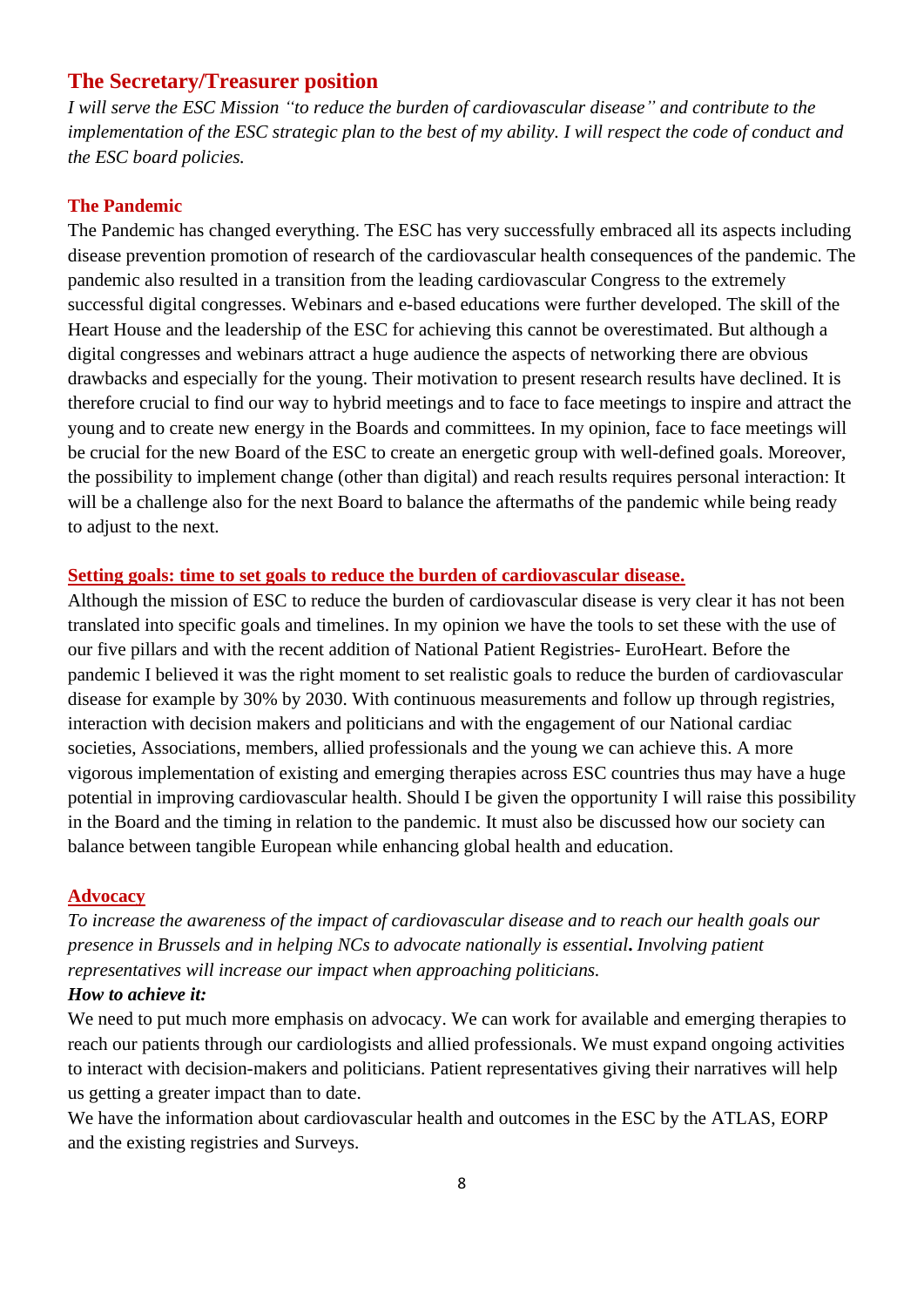## The Secretary/Treasurer position

*I will serve the ESC Mission "to reduce the burden of cardiovascular disease" and contribute to the implementation of the ESC strategic plan to the best of my ability. I will respect the code of conduct and the ESC board policies.*

### The Pandemic

The Pandemic has changed everything. The ESC has very successfully embraced all its aspects including disease prevention promotion of research of the cardiovascular health consequences of the pandemic. The pandemic also resulted in a transition from the leading cardiovascular Congress to the extremely successful digital congresses. Webinars and e-based educations were further developed. The skill of the Heart House and the leadership of the ESC for achieving this cannot be overestimated. But although a digital congresses and webinars attract a huge audience the aspects of networking there are obvious drawbacks and especially for the young. Their motivation to present research results have declined. It is therefore crucial to find our way to hybrid meetings and to face to face meetings to inspire and attract the young and to create new energy in the Boards and committees. In my opinion, face to face meetings will be crucial for the new Board of the ESC to create an energetic group with well-defined goals. Moreover, the possibility to implement change (other than digital) and reach results requires personal interaction: It will be a challenge also for the next Board to balance the aftermaths of the pandemic while being ready to adjust to the next.

### Setting goals: time to set goals to reduce the burden of cardiovascular disease.

Although the mission of ESC to reduce the burden of cardiovascular disease is very clear it has not been translated into specific goals and timelines. In my opinion we have the tools to set these with the use of our five pillars and with the recent addition of National Patient Registries- EuroHeart. Before the pandemic I believed it was the right moment to set realistic goals to reduce the burden of cardiovascular disease for example by 30% by 2030. With continuous measurements and follow up through registries, interaction with decision makers and politicians and with the engagement of our National cardiac societies, Associations, members, allied professionals and the young we can achieve this. A more vigorous implementation of existing and emerging therapies across ESC countries thus may have a huge potential in improving cardiovascular health. Should I be given the opportunity I will raise this possibility in the Board and the timing in relation to the pandemic. It must also be discussed how our society can balance between tangible European while enhancing global health and education.

### Advocacy

*To increase the awareness of the impact of cardiovascular disease and to reach our health goals our presence in Brussels and in helping NCs to advocate nationally is essential.* ***.*** *Involving patient representatives will increase our impact when approaching politicians.*

***How to achieve it:***

We need to put much more emphasis on advocacy. We can work for available and emerging therapies to reach our patients through our cardiologists and allied professionals. We must expand ongoing activities to interact with decision-makers and politicians. Patient representatives giving their narratives will help us getting a greater impact than to date.

We have the information about cardiovascular health and outcomes in the ESC by the ATLAS, EORP and the existing registries and Surveys.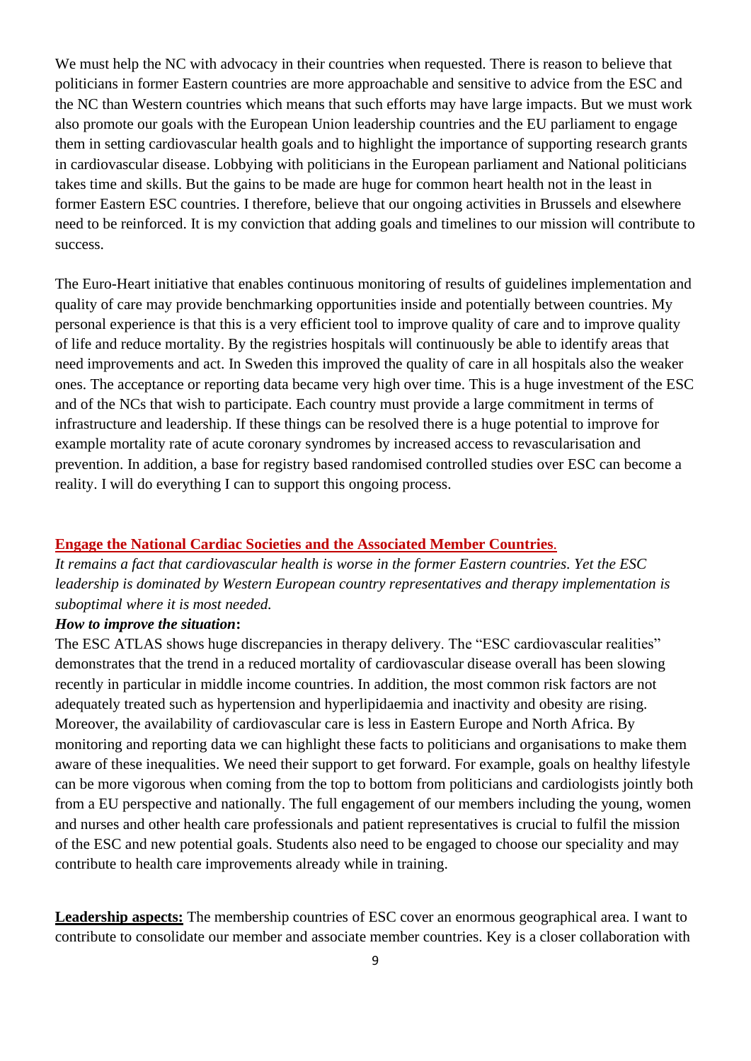We must help the NC with advocacy in their countries when requested. There is reason to believe that politicians in former Eastern countries are more approachable and sensitive to advice from the ESC and the NC than Western countries which means that such efforts may have large impacts. But we must work also promote our goals with the European Union leadership countries and the EU parliament to engage them in setting cardiovascular health goals and to highlight the importance of supporting research grants in cardiovascular disease. Lobbying with politicians in the European parliament and National politicians takes time and skills. But the gains to be made are huge for common heart health not in the least in former Eastern ESC countries. I therefore, believe that our ongoing activities in Brussels and elsewhere need to be reinforced. It is my conviction that adding goals and timelines to our mission will contribute to success.

The Euro-Heart initiative that enables continuous monitoring of results of guidelines implementation and quality of care may provide benchmarking opportunities inside and potentially between countries. My personal experience is that this is a very efficient tool to improve quality of care and to improve quality of life and reduce mortality. By the registries hospitals will continuously be able to identify areas that need improvements and act. In Sweden this improved the quality of care in all hospitals also the weaker ones. The acceptance or reporting data became very high over time. This is a huge investment of the ESC and of the NCs that wish to participate. Each country must provide a large commitment in terms of infrastructure and leadership. If these things can be resolved there is a huge potential to improve for example mortality rate of acute coronary syndromes by increased access to revascularisation and prevention. In addition, a base for registry based randomised controlled studies over ESC can become a reality. I will do everything I can to support this ongoing process.

**Engage the National Cardiac Societies and the Associated Member Countries.**

*It remains a fact that cardiovascular health is worse in the former Eastern countries. Yet the ESC leadership is dominated by Western European country representatives and therapy implementation is suboptimal where it is most needed.*

***How to improve the situation*:**

The ESC ATLAS shows huge discrepancies in therapy delivery. The "ESC cardiovascular realities" demonstrates that the trend in a reduced mortality of cardiovascular disease overall has been slowing recently in particular in middle income countries. In addition, the most common risk factors are not adequately treated such as hypertension and hyperlipidaemia and inactivity and obesity are rising. Moreover, the availability of cardiovascular care is less in Eastern Europe and North Africa. By monitoring and reporting data we can highlight these facts to politicians and organisations to make them aware of these inequalities. We need their support to get forward. For example, goals on healthy lifestyle can be more vigorous when coming from the top to bottom from politicians and cardiologists jointly both from a EU perspective and nationally. The full engagement of our members including the young, women and nurses and other health care professionals and patient representatives is crucial to fulfil the mission of the ESC and new potential goals. Students also need to be engaged to choose our speciality and may contribute to health care improvements already while in training.

**Leadership aspects:** The membership countries of ESC cover an enormous geographical area. I want to contribute to consolidate our member and associate member countries. Key is a closer collaboration with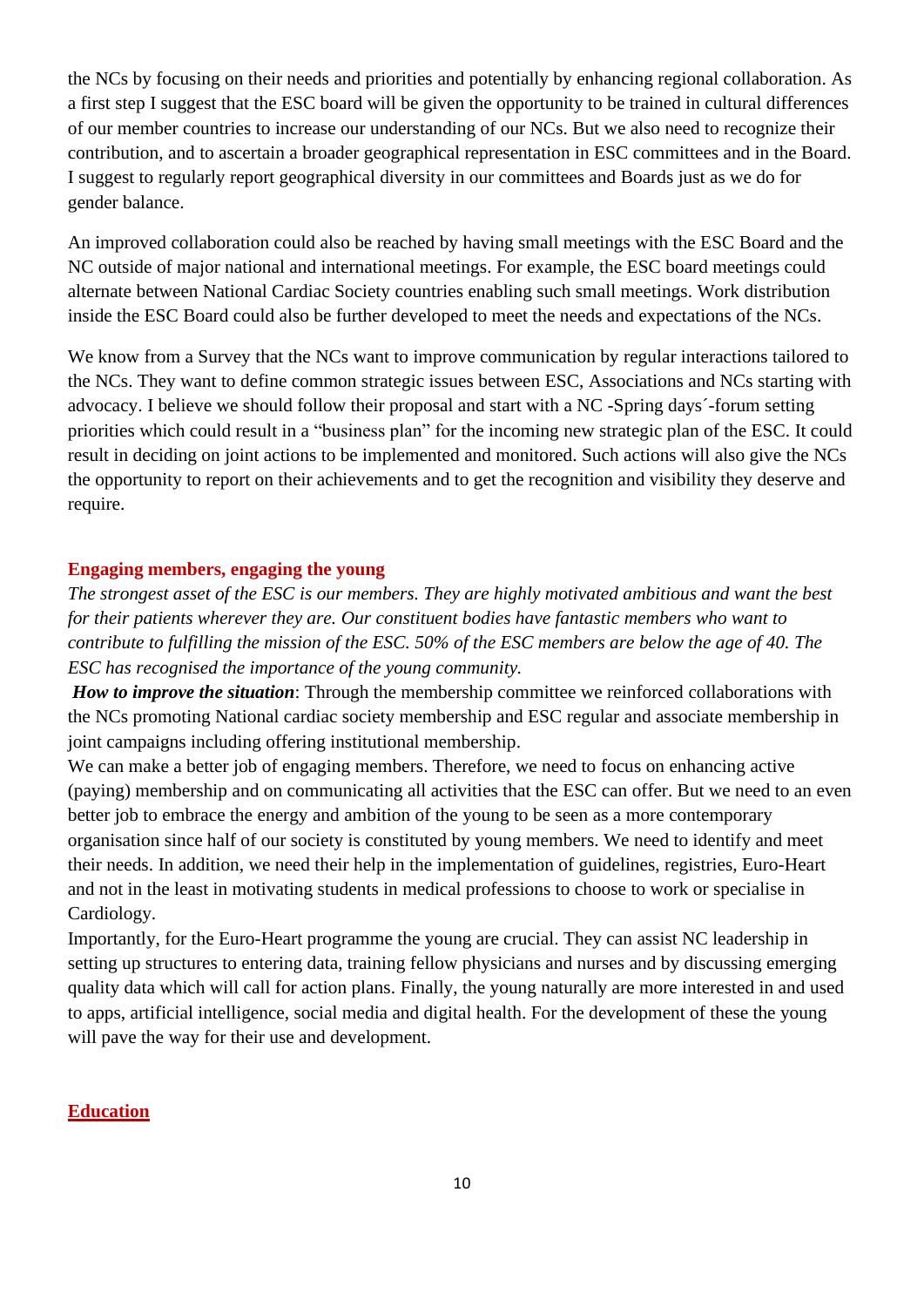the NCs by focusing on their needs and priorities and potentially by enhancing regional collaboration. As a first step I suggest that the ESC board will be given the opportunity to be trained in cultural differences of our member countries to increase our understanding of our NCs. But we also need to recognize their contribution, and to ascertain a broader geographical representation in ESC committees and in the Board. I suggest to regularly report geographical diversity in our committees and Boards just as we do for gender balance.

An improved collaboration could also be reached by having small meetings with the ESC Board and the NC outside of major national and international meetings. For example, the ESC board meetings could alternate between National Cardiac Society countries enabling such small meetings. Work distribution inside the ESC Board could also be further developed to meet the needs and expectations of the NCs.

We know from a Survey that the NCs want to improve communication by regular interactions tailored to the NCs. They want to define common strategic issues between ESC, Associations and NCs starting with advocacy. I believe we should follow their proposal and start with a NC -Spring days´-forum setting priorities which could result in a "business plan" for the incoming new strategic plan of the ESC. It could result in deciding on joint actions to be implemented and monitored. Such actions will also give the NCs the opportunity to report on their achievements and to get the recognition and visibility they deserve and require.

## Engaging members, engaging the young

*The strongest asset of the ESC is our members. They are highly motivated ambitious and want the best for their patients wherever they are. Our constituent bodies have fantastic members who want to contribute to fulfilling the mission of the ESC. 50% of the ESC members are below the age of 40. The ESC has recognised the importance of the young community.*

***How to improve the situation***: Through the membership committee we reinforced collaborations with the NCs promoting National cardiac society membership and ESC regular and associate membership in joint campaigns including offering institutional membership.

We can make a better job of engaging members. Therefore, we need to focus on enhancing active (paying) membership and on communicating all activities that the ESC can offer. But we need to an even better job to embrace the energy and ambition of the young to be seen as a more contemporary organisation since half of our society is constituted by young members. We need to identify and meet their needs. In addition, we need their help in the implementation of guidelines, registries, Euro-Heart and not in the least in motivating students in medical professions to choose to work or specialise in Cardiology.

Importantly, for the Euro-Heart programme the young are crucial. They can assist NC leadership in setting up structures to entering data, training fellow physicians and nurses and by discussing emerging quality data which will call for action plans. Finally, the young naturally are more interested in and used to apps, artificial intelligence, social media and digital health. For the development of these the young will pave the way for their use and development.

## Education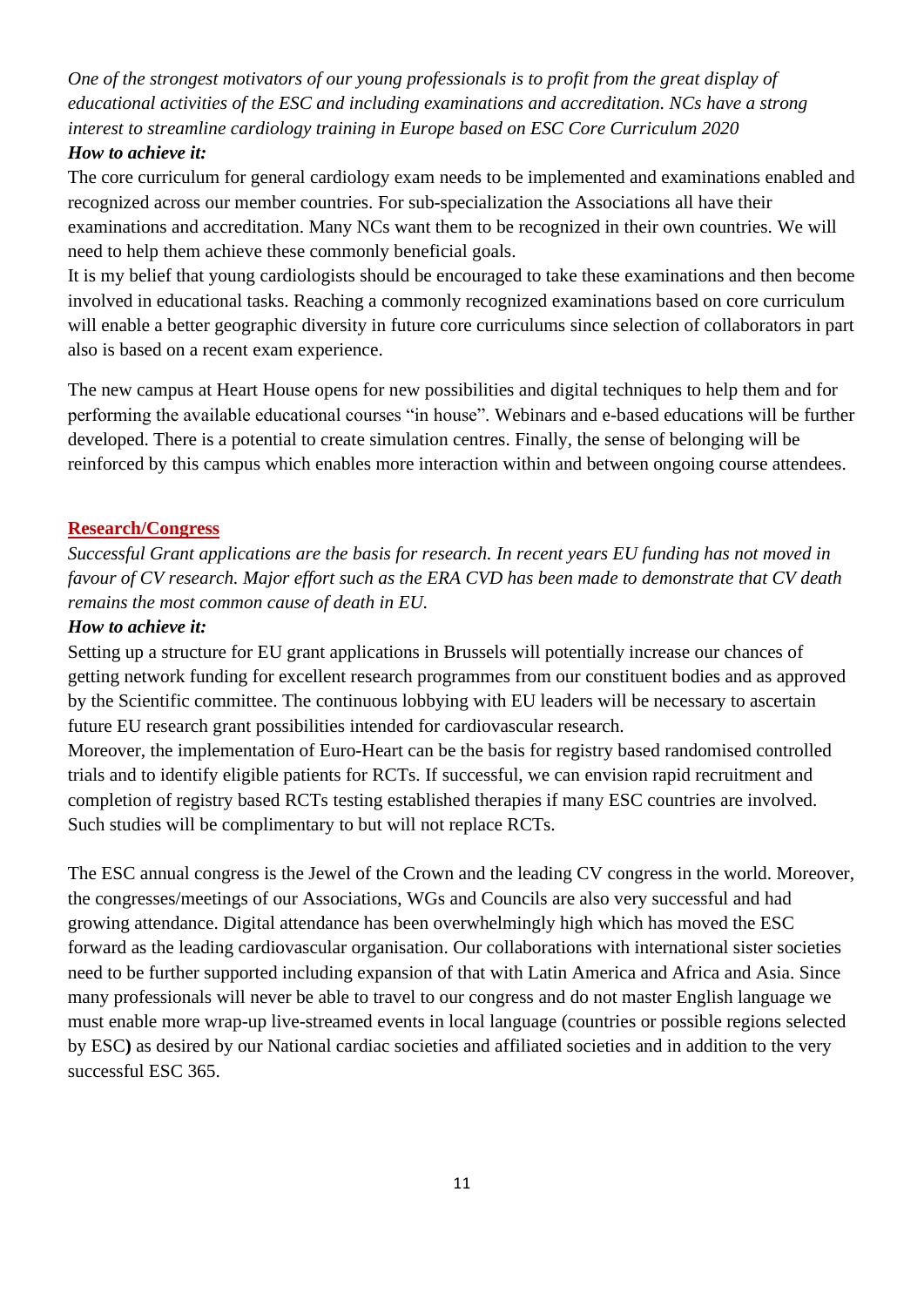*One of the strongest motivators of our young professionals is to profit from the great display of educational activities of the ESC and including examinations and accreditation. NCs have a strong interest to streamline cardiology training in Europe based on ESC Core Curriculum 2020*

***How to achieve it:***

The core curriculum for general cardiology exam needs to be implemented and examinations enabled and recognized across our member countries. For sub-specialization the Associations all have their examinations and accreditation. Many NCs want them to be recognized in their own countries. We will need to help them achieve these commonly beneficial goals.

It is my belief that young cardiologists should be encouraged to take these examinations and then become involved in educational tasks. Reaching a commonly recognized examinations based on core curriculum will enable a better geographic diversity in future core curriculums since selection of collaborators in part also is based on a recent exam experience.

The new campus at Heart House opens for new possibilities and digital techniques to help them and for performing the available educational courses "in house". Webinars and e-based educations will be further developed. There is a potential to create simulation centres. Finally, the sense of belonging will be reinforced by this campus which enables more interaction within and between ongoing course attendees.

## Research/Congress

*Successful Grant applications are the basis for research. In recent years EU funding has not moved in favour of CV research. Major effort such as the ERA CVD has been made to demonstrate that CV death remains the most common cause of death in EU.*

***How to achieve it:***

Setting up a structure for EU grant applications in Brussels will potentially increase our chances of getting network funding for excellent research programmes from our constituent bodies and as approved by the Scientific committee. The continuous lobbying with EU leaders will be necessary to ascertain future EU research grant possibilities intended for cardiovascular research.

Moreover, the implementation of Euro-Heart can be the basis for registry based randomised controlled trials and to identify eligible patients for RCTs. If successful, we can envision rapid recruitment and completion of registry based RCTs testing established therapies if many ESC countries are involved. Such studies will be complimentary to but will not replace RCTs.

The ESC annual congress is the Jewel of the Crown and the leading CV congress in the world. Moreover, the congresses/meetings of our Associations, WGs and Councils are also very successful and had growing attendance. Digital attendance has been overwhelmingly high which has moved the ESC forward as the leading cardiovascular organisation. Our collaborations with international sister societies need to be further supported including expansion of that with Latin America and Africa and Asia. Since many professionals will never be able to travel to our congress and do not master English language we must enable more wrap-up live-streamed events in local language (countries or possible regions selected by ESC**)** as desired by our National cardiac societies and affiliated societies and in addition to the very successful ESC 365.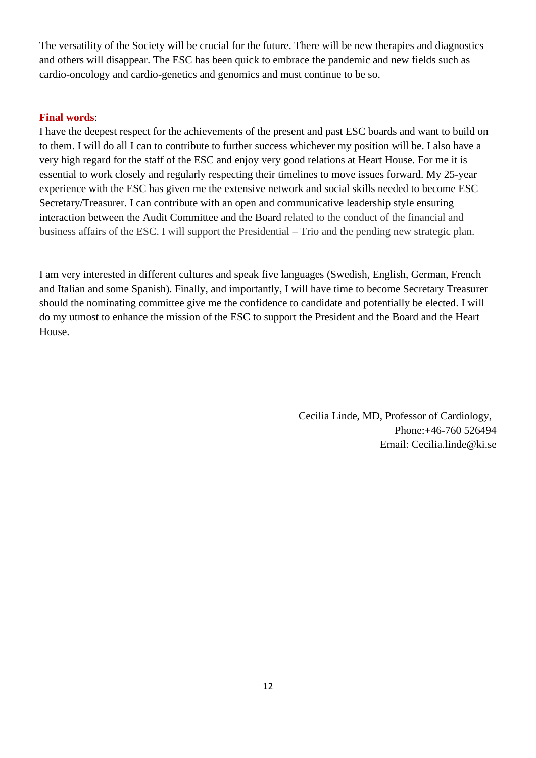The versatility of the Society will be crucial for the future. There will be new therapies and diagnostics and others will disappear. The ESC has been quick to embrace the pandemic and new fields such as cardio-oncology and cardio-genetics and genomics and must continue to be so.

**Final words**:

I have the deepest respect for the achievements of the present and past ESC boards and want to build on to them. I will do all I can to contribute to further success whichever my position will be. I also have a very high regard for the staff of the ESC and enjoy very good relations at Heart House. For me it is essential to work closely and regularly respecting their timelines to move issues forward. My 25-year experience with the ESC has given me the extensive network and social skills needed to become ESC Secretary/Treasurer. I can contribute with an open and communicative leadership style ensuring interaction between the Audit Committee and the Board related to the conduct of the financial and business affairs of the ESC. I will support the Presidential – Trio and the pending new strategic plan.

I am very interested in different cultures and speak five languages (Swedish, English, German, French and Italian and some Spanish). Finally, and importantly, I will have time to become Secretary Treasurer should the nominating committee give me the confidence to candidate and potentially be elected. I will do my utmost to enhance the mission of the ESC to support the President and the Board and the Heart House.

Cecilia Linde, MD, Professor of Cardiology,
Phone:+46-760 526494
Email: Cecilia.linde@ki.se